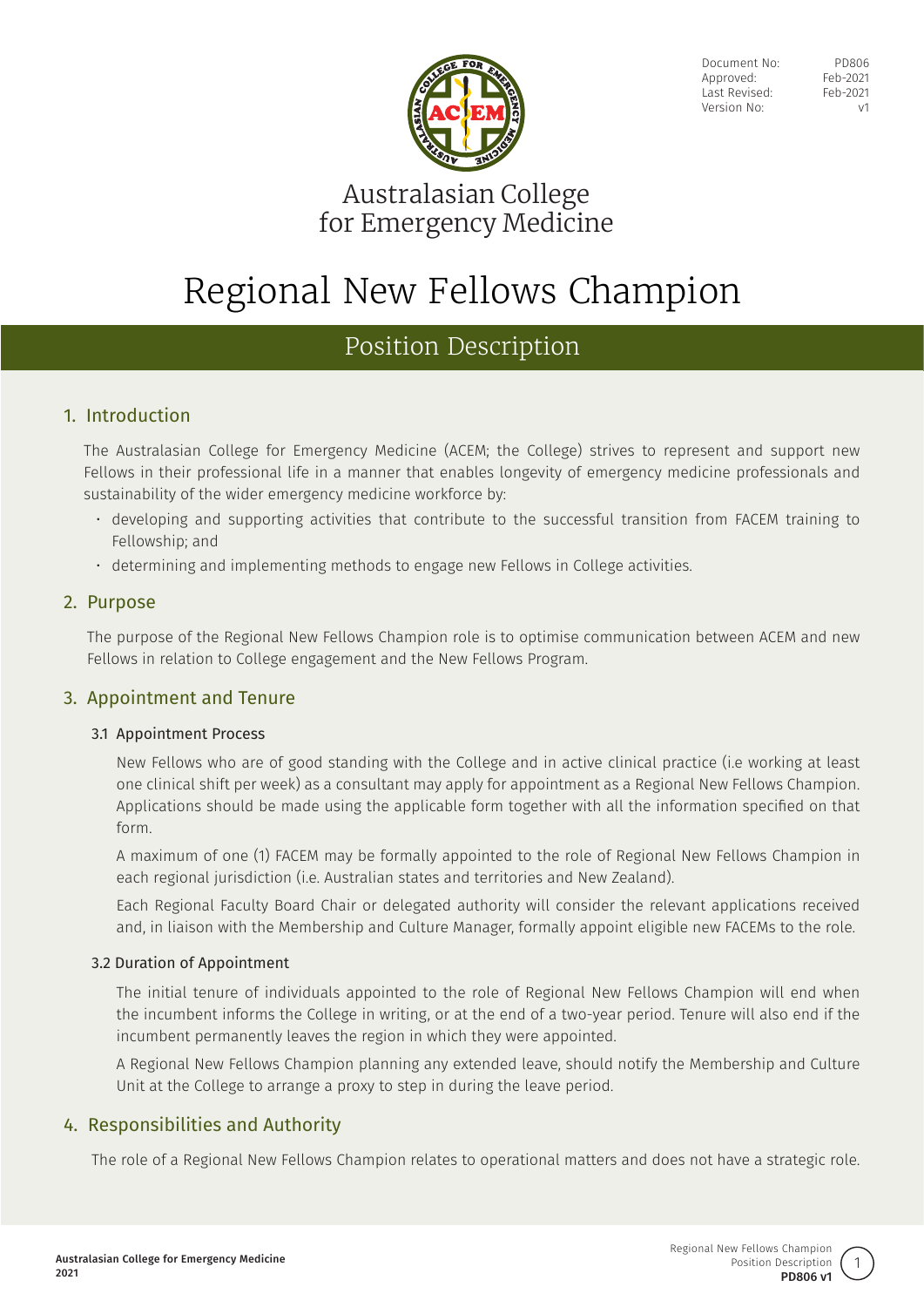| | |
|---|---|
| Document No: | PD806 |
| Approved: | Feb-2021 |
| Last Revised: | Feb-2021 |
| Version No: | v1 |

Australasian College for Emergency Medicine

# Regional New Fellows Champion

## Position Description

## 1. Introduction

The Australasian College for Emergency Medicine (ACEM; the College) strives to represent and support new Fellows in their professional life in a manner that enables longevity of emergency medicine professionals and sustainability of the wider emergency medicine workforce by:

- developing and supporting activities that contribute to the successful transition from FACEM training to Fellowship; and
- determining and implementing methods to engage new Fellows in College activities.

## 2. Purpose

The purpose of the Regional New Fellows Champion role is to optimise communication between ACEM and new Fellows in relation to College engagement and the New Fellows Program.

## 3. Appointment and Tenure

### 3.1 Appointment Process

New Fellows who are of good standing with the College and in active clinical practice (i.e working at least one clinical shift per week) as a consultant may apply for appointment as a Regional New Fellows Champion. Applications should be made using the applicable form together with all the information specified on that form.

A maximum of one (1) FACEM may be formally appointed to the role of Regional New Fellows Champion in each regional jurisdiction (i.e. Australian states and territories and New Zealand).

Each Regional Faculty Board Chair or delegated authority will consider the relevant applications received and, in liaison with the Membership and Culture Manager, formally appoint eligible new FACEMs to the role.

### 3.2 Duration of Appointment

The initial tenure of individuals appointed to the role of Regional New Fellows Champion will end when the incumbent informs the College in writing, or at the end of a two-year period. Tenure will also end if the incumbent permanently leaves the region in which they were appointed.

A Regional New Fellows Champion planning any extended leave, should notify the Membership and Culture Unit at the College to arrange a proxy to step in during the leave period.

## 4. Responsibilities and Authority

The role of a Regional New Fellows Champion relates to operational matters and does not have a strategic role.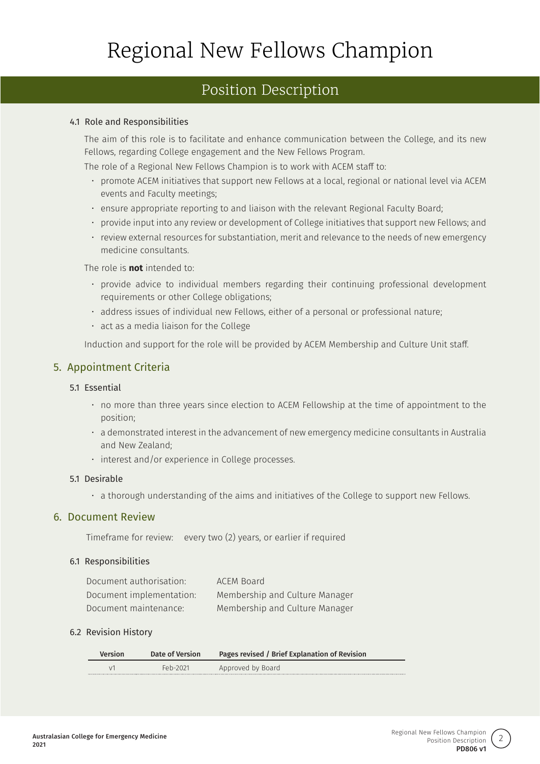# Regional New Fellows Champion

## Position Description

### 4.1 Role and Responsibilities

The aim of this role is to facilitate and enhance communication between the College, and its new Fellows, regarding College engagement and the New Fellows Program.

The role of a Regional New Fellows Champion is to work with ACEM staff to:

- promote ACEM initiatives that support new Fellows at a local, regional or national level via ACEM events and Faculty meetings;
- ensure appropriate reporting to and liaison with the relevant Regional Faculty Board;
- provide input into any review or development of College initiatives that support new Fellows; and
- review external resources for substantiation, merit and relevance to the needs of new emergency medicine consultants.

The role is **not** intended to:

- provide advice to individual members regarding their continuing professional development requirements or other College obligations;
- address issues of individual new Fellows, either of a personal or professional nature;
- act as a media liaison for the College

Induction and support for the role will be provided by ACEM Membership and Culture Unit staff.

## 5. Appointment Criteria

### 5.1 Essential

- no more than three years since election to ACEM Fellowship at the time of appointment to the position;
- a demonstrated interest in the advancement of new emergency medicine consultants in Australia and New Zealand;
- interest and/or experience in College processes.

### 5.1 Desirable

- a thorough understanding of the aims and initiatives of the College to support new Fellows.

## 6. Document Review

Timeframe for review: every two (2) years, or earlier if required

### 6.1 Responsibilities

| | |
|---|---|
| Document authorisation: | ACEM Board |
| Document implementation: | Membership and Culture Manager |
| Document maintenance: | Membership and Culture Manager |

### 6.2 Revision History

| Version | Date of Version | Pages revised / Brief Explanation of Revision |
|---|---|---|
| v1 | Feb-2021 | Approved by Board |